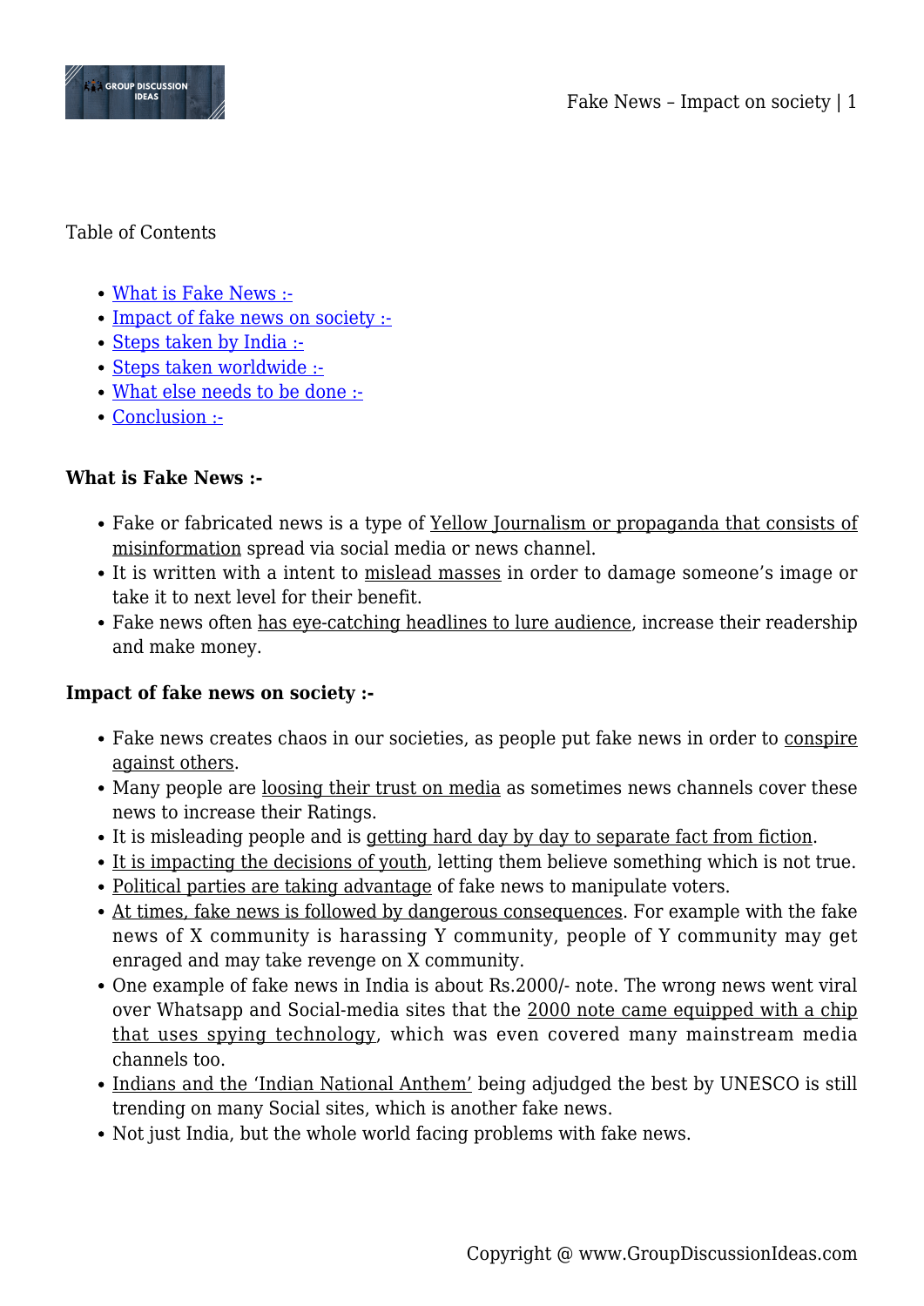Table of Contents

- What is Fake News :-
- Impact of fake news on society :-
- Steps taken by India :-
- Steps taken worldwide :-
- What else needs to be done :-
- Conclusion :-

**What is Fake News :-**

- Fake or fabricated news is a type of Yellow Journalism or propaganda that consists of misinformation spread via social media or news channel.
- It is written with a intent to mislead masses in order to damage someone's image or take it to next level for their benefit.
- Fake news often has eye-catching headlines to lure audience, increase their readership and make money.

**Impact of fake news on society :-**

- Fake news creates chaos in our societies, as people put fake news in order to conspire against others.
- Many people are loosing their trust on media as sometimes news channels cover these news to increase their Ratings.
- It is misleading people and is getting hard day by day to separate fact from fiction.
- It is impacting the decisions of youth, letting them believe something which is not true.
- Political parties are taking advantage of fake news to manipulate voters.
- At times, fake news is followed by dangerous consequences. For example with the fake news of X community is harassing Y community, people of Y community may get enraged and may take revenge on X community.
- One example of fake news in India is about Rs.2000/- note. The wrong news went viral over Whatsapp and Social-media sites that the 2000 note came equipped with a chip that uses spying technology, which was even covered many mainstream media channels too.
- Indians and the 'Indian National Anthem' being adjudged the best by UNESCO is still trending on many Social sites, which is another fake news.
- Not just India, but the whole world facing problems with fake news.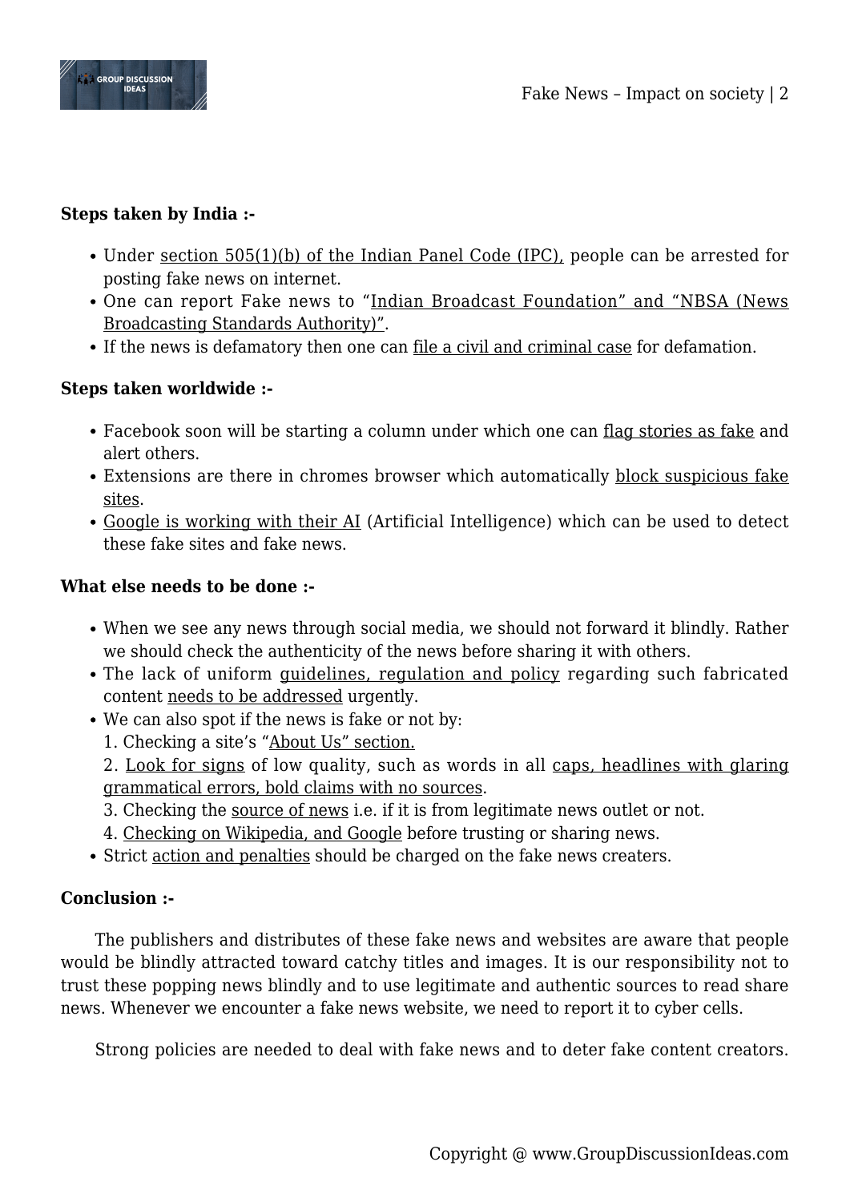**Steps taken by India :-**

- Under section 505(1)(b) of the Indian Panel Code (IPC), people can be arrested for posting fake news on internet.
- One can report Fake news to "Indian Broadcast Foundation" and "NBSA (News Broadcasting Standards Authority)".
- If the news is defamatory then one can file a civil and criminal case for defamation.

**Steps taken worldwide :-**

- Facebook soon will be starting a column under which one can flag stories as fake and alert others.
- Extensions are there in chromes browser which automatically block suspicious fake sites.
- Google is working with their AI (Artificial Intelligence) which can be used to detect these fake sites and fake news.

**What else needs to be done :-**

- When we see any news through social media, we should not forward it blindly. Rather we should check the authenticity of the news before sharing it with others.
- The lack of uniform guidelines, regulation and policy regarding such fabricated content needs to be addressed urgently.
- We can also spot if the news is fake or not by:
  1. Checking a site's "About Us" section.
  2. Look for signs of low quality, such as words in all caps, headlines with glaring grammatical errors, bold claims with no sources.
  3. Checking the source of news i.e. if it is from legitimate news outlet or not.
  4. Checking on Wikipedia, and Google before trusting or sharing news.
- Strict action and penalties should be charged on the fake news creaters.

**Conclusion :-**

The publishers and distributes of these fake news and websites are aware that people would be blindly attracted toward catchy titles and images. It is our responsibility not to trust these popping news blindly and to use legitimate and authentic sources to read share news. Whenever we encounter a fake news website, we need to report it to cyber cells.

Strong policies are needed to deal with fake news and to deter fake content creators.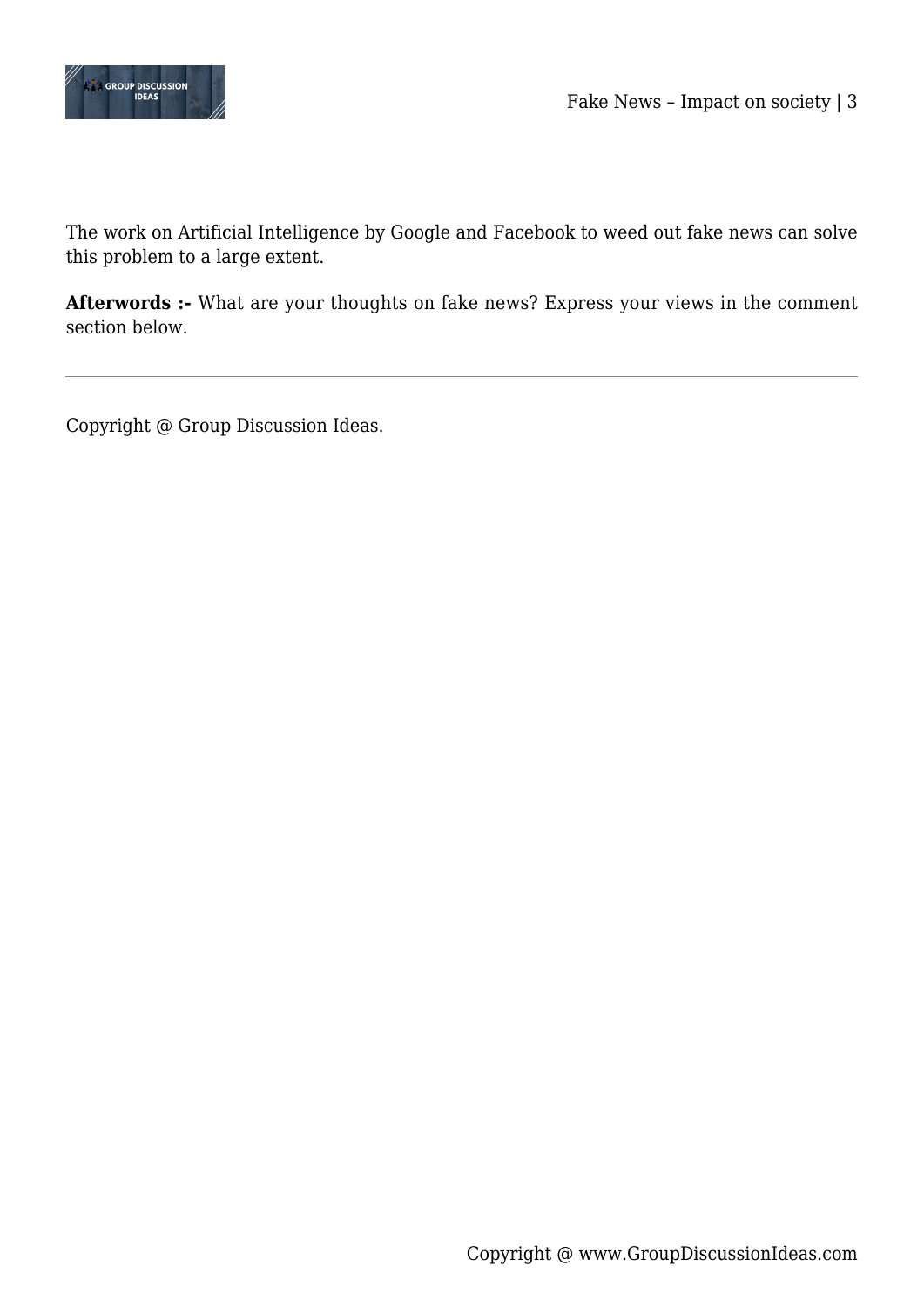The work on Artificial Intelligence by Google and Facebook to weed out fake news can solve this problem to a large extent.

**Afterwords :-** What are your thoughts on fake news? Express your views in the comment section below.

---

Copyright @ Group Discussion Ideas.